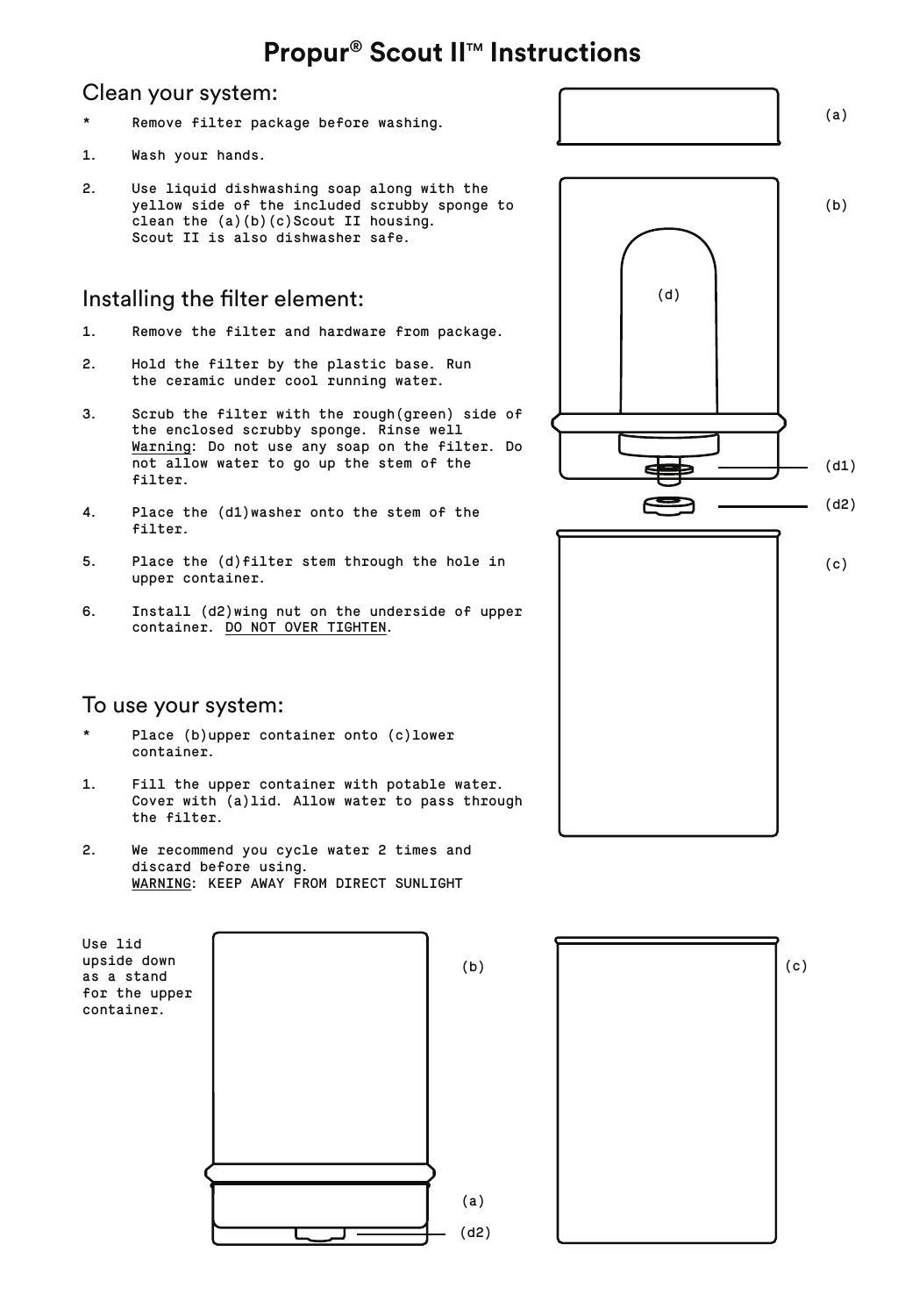# Propur® Scout II™ Instructions

## Clean your system:

\* Remove filter package before washing.

1. Wash your hands.
2. Use liquid dishwashing soap along with the yellow side of the included scrubby sponge to clean the (a)(b)(c)Scout II housing. Scout II is also dishwasher safe.

## Installing the filter element:

1. Remove the filter and hardware from package.
2. Hold the filter by the plastic base. Run the ceramic under cool running water.
3. Scrub the filter with the rough(green) side of the enclosed scrubby sponge. Rinse well Warning: Do not use any soap on the filter. Do not allow water to go up the stem of the filter.
4. Place the (d1)washer onto the stem of the filter.
5. Place the (d)filter stem through the hole in upper container.
6. Install (d2)wing nut on the underside of upper container. DO NOT OVER TIGHTEN.

## To use your system:

\* Place (b)upper container onto (c)lower container.

1. Fill the upper container with potable water. Cover with (a)lid. Allow water to pass through the filter.
2. We recommend you cycle water 2 times and discard before using. WARNING: KEEP AWAY FROM DIRECT SUNLIGHT

(a)

(b)

(d)

(d1)

(d2)

(c)

Use lid upside down as a stand for the upper container.

(b)

(a)

(d2)

(c)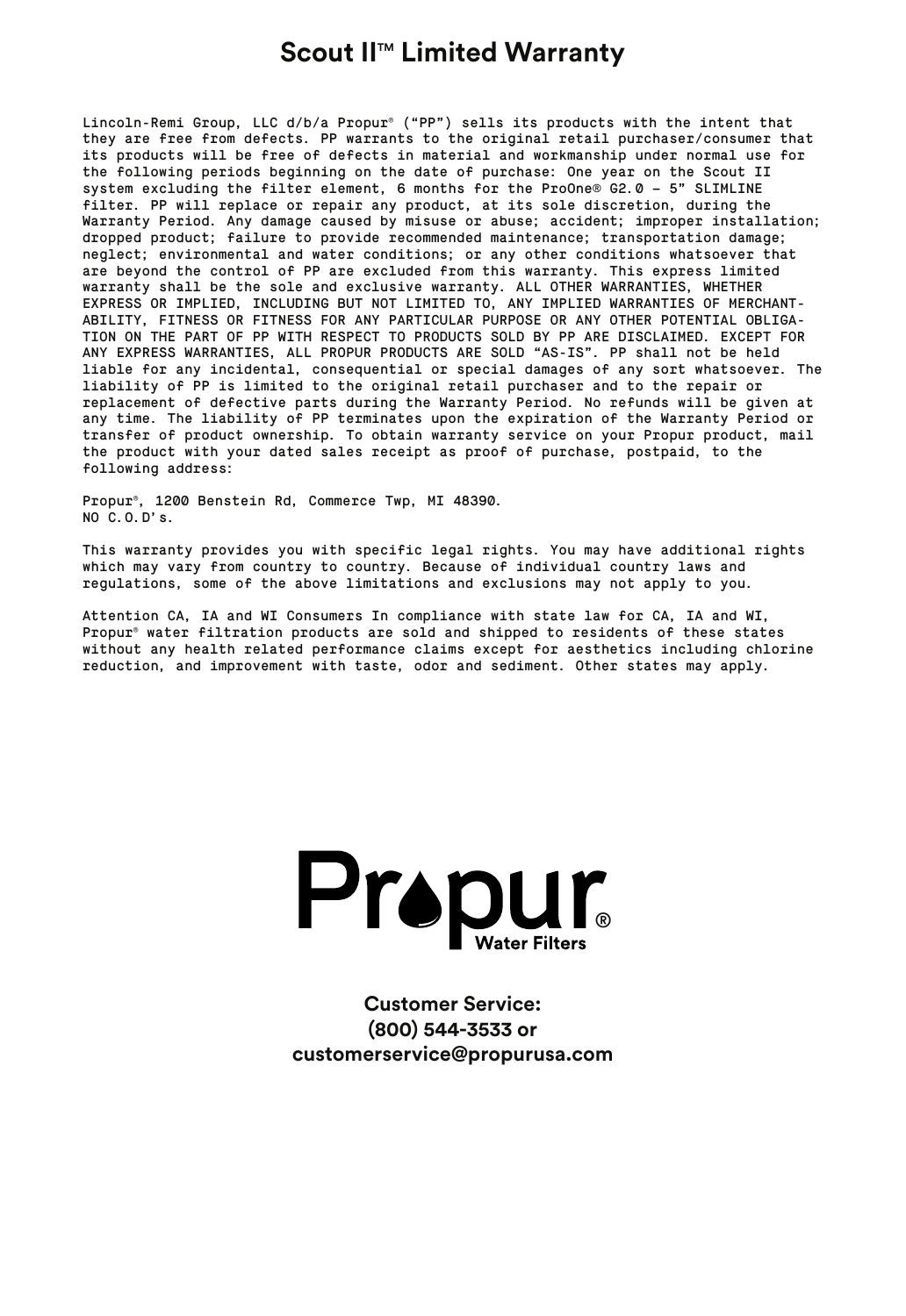# Scout II™ Limited Warranty

Lincoln-Remi Group, LLC d/b/a Propur® ("PP") sells its products with the intent that they are free from defects. PP warrants to the original retail purchaser/consumer that its products will be free of defects in material and workmanship under normal use for the following periods beginning on the date of purchase: One year on the Scout II system excluding the filter element, 6 months for the ProOne® G2.0 – 5" SLIMLINE filter. PP will replace or repair any product, at its sole discretion, during the Warranty Period. Any damage caused by misuse or abuse; accident; improper installation; dropped product; failure to provide recommended maintenance; transportation damage; neglect; environmental and water conditions; or any other conditions whatsoever that are beyond the control of PP are excluded from this warranty. This express limited warranty shall be the sole and exclusive warranty. ALL OTHER WARRANTIES, WHETHER EXPRESS OR IMPLIED, INCLUDING BUT NOT LIMITED TO, ANY IMPLIED WARRANTIES OF MERCHANTABILITY, FITNESS OR FITNESS FOR ANY PARTICULAR PURPOSE OR ANY OTHER POTENTIAL OBLIGATION ON THE PART OF PP WITH RESPECT TO PRODUCTS SOLD BY PP ARE DISCLAIMED. EXCEPT FOR ANY EXPRESS WARRANTIES, ALL PROPUR PRODUCTS ARE SOLD "AS-IS". PP shall not be held liable for any incidental, consequential or special damages of any sort whatsoever. The liability of PP is limited to the original retail purchaser and to the repair or replacement of defective parts during the Warranty Period. No refunds will be given at any time. The liability of PP terminates upon the expiration of the Warranty Period or transfer of product ownership. To obtain warranty service on your Propur product, mail the product with your dated sales receipt as proof of purchase, postpaid, to the following address:

Propur®, 1200 Benstein Rd, Commerce Twp, MI 48390.
NO C.O.D's.

This warranty provides you with specific legal rights. You may have additional rights which may vary from country to country. Because of individual country laws and regulations, some of the above limitations and exclusions may not apply to you.

Attention CA, IA and WI Consumers In compliance with state law for CA, IA and WI, Propur® water filtration products are sold and shipped to residents of these states without any health related performance claims except for aesthetics including chlorine reduction, and improvement with taste, odor and sediment. Other states may apply.

Propur® Water Filters

**Customer Service:**
**(800) 544-3533 or**
**customerservice@propurusa.com**